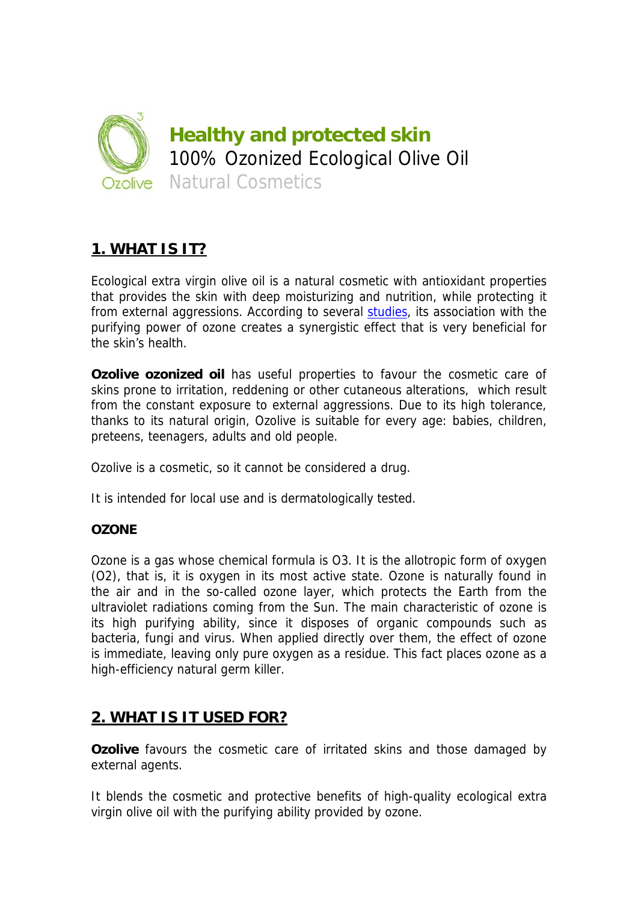# Healthy and protected skin

100% Ozonized Ecological Olive Oil

Ozolive Natural Cosmetics

## 1. WHAT IS IT?

Ecological extra virgin olive oil is a natural cosmetic with antioxidant properties that provides the skin with deep moisturizing and nutrition, while protecting it from external aggressions. According to several studies, its association with the purifying power of ozone creates a synergistic effect that is very beneficial for the skin's health.

**Ozolive ozonized oil** has useful properties to favour the cosmetic care of skins prone to irritation, reddening or other cutaneous alterations, which result from the constant exposure to external aggressions. Due to its high tolerance, thanks to its natural origin, Ozolive is suitable for every age: babies, children, preteens, teenagers, adults and old people.

Ozolive is a cosmetic, so it cannot be considered a drug.

It is intended for local use and is dermatologically tested.

### OZONE

Ozone is a gas whose chemical formula is $O_3$. It is the allotropic form of oxygen ($O_2$), that is, it is oxygen in its most active state. Ozone is naturally found in the air and in the so-called ozone layer, which protects the Earth from the ultraviolet radiations coming from the Sun. The main characteristic of ozone is its high purifying ability, since it disposes of organic compounds such as bacteria, fungi and virus. When applied directly over them, the effect of ozone is immediate, leaving only pure oxygen as a residue. This fact places ozone as a high-efficiency natural germ killer.

## 2. WHAT IS IT USED FOR?

**Ozolive** favours the cosmetic care of irritated skins and those damaged by external agents.

It blends the cosmetic and protective benefits of high-quality ecological extra virgin olive oil with the purifying ability provided by ozone.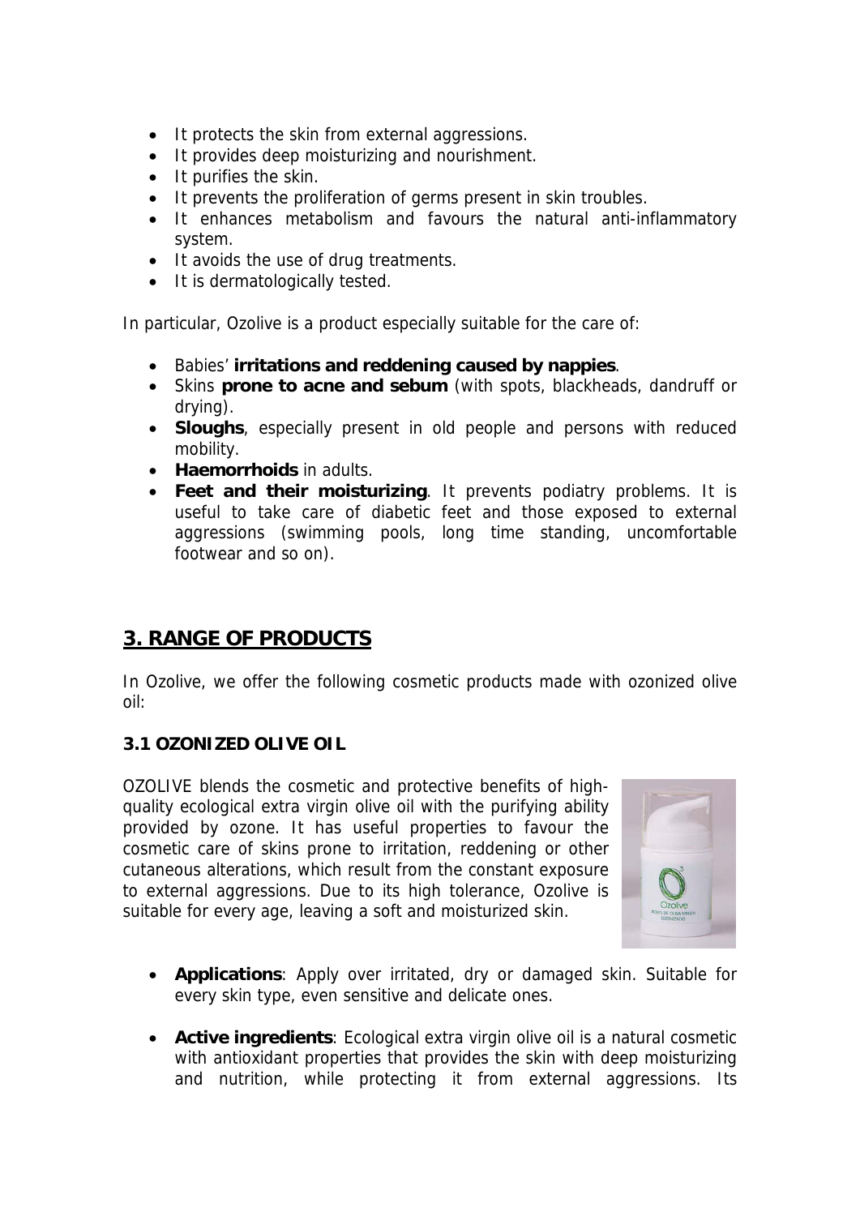- It protects the skin from external aggressions.
- It provides deep moisturizing and nourishment.
- It purifies the skin.
- It prevents the proliferation of germs present in skin troubles.
- It enhances metabolism and favours the natural anti-inflammatory system.
- It avoids the use of drug treatments.
- It is dermatologically tested.

In particular, Ozolive is a product especially suitable for the care of:

- Babies' **irritations and reddening caused by nappies**.
- Skins **prone to acne and sebum** (with spots, blackheads, dandruff or drying).
- **Sloughs**, especially present in old people and persons with reduced mobility.
- **Haemorrhoids** in adults.
- **Feet and their moisturizing**. It prevents podiatry problems. It is useful to take care of diabetic feet and those exposed to external aggressions (swimming pools, long time standing, uncomfortable footwear and so on).

## 3. RANGE OF PRODUCTS

In Ozolive, we offer the following cosmetic products made with ozonized olive oil:

### 3.1 OZONIZED OLIVE OIL

OZOLIVE blends the cosmetic and protective benefits of high-quality ecological extra virgin olive oil with the purifying ability provided by ozone. It has useful properties to favour the cosmetic care of skins prone to irritation, reddening or other cutaneous alterations, which result from the constant exposure to external aggressions. Due to its high tolerance, Ozolive is suitable for every age, leaving a soft and moisturized skin.

- **Applications**: Apply over irritated, dry or damaged skin. Suitable for every skin type, even sensitive and delicate ones.
- **Active ingredients**: Ecological extra virgin olive oil is a natural cosmetic with antioxidant properties that provides the skin with deep moisturizing and nutrition, while protecting it from external aggressions. Its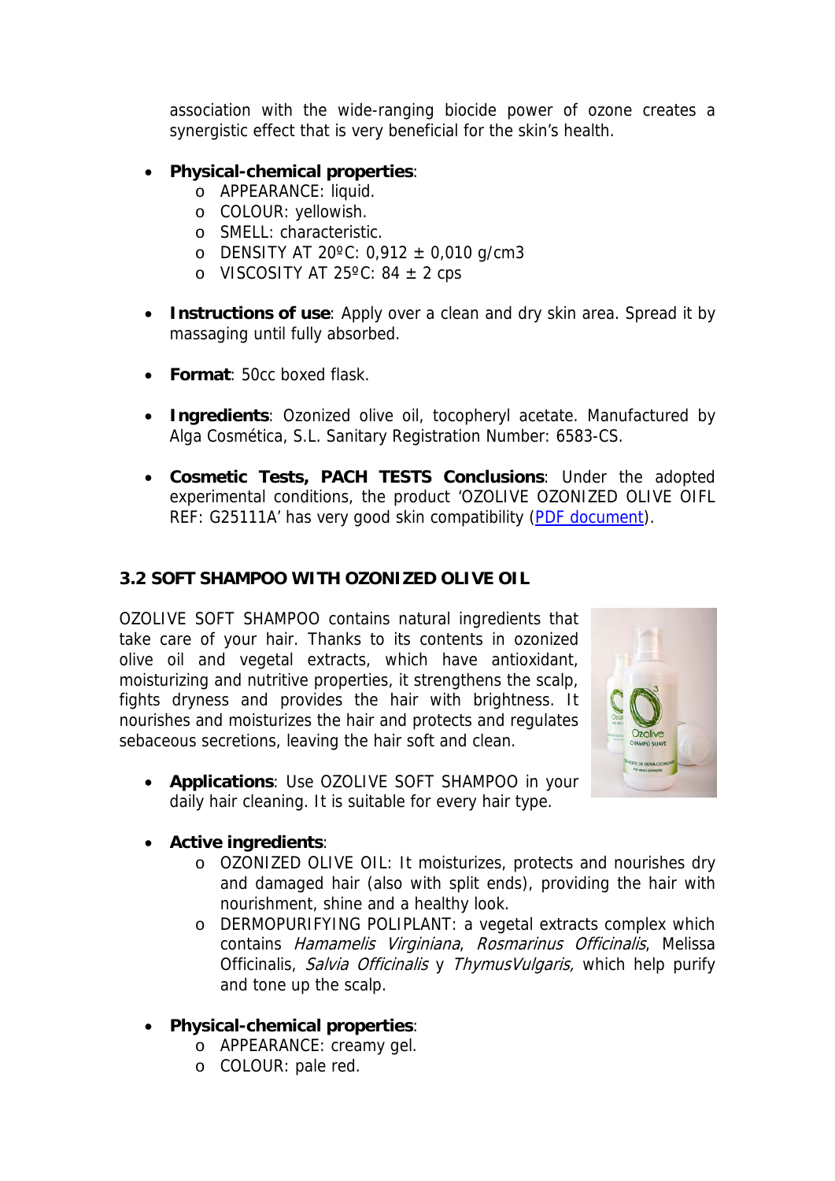association with the wide-ranging biocide power of ozone creates a synergistic effect that is very beneficial for the skin's health.

- **Physical-chemical properties**:
    - APPEARANCE: liquid.
    - COLOUR: yellowish.
    - SMELL: characteristic.
    - DENSITY AT 20ºC: 0,912 ± 0,010 g/cm3
    - VISCOSITY AT 25ºC: 84 ± 2 cps

- **Instructions of use**: Apply over a clean and dry skin area. Spread it by massaging until fully absorbed.

- **Format**: 50cc boxed flask.

- **Ingredients**: Ozonized olive oil, tocopheryl acetate. Manufactured by Alga Cosmética, S.L. Sanitary Registration Number: 6583-CS.

- **Cosmetic Tests, PACH TESTS Conclusions**: Under the adopted experimental conditions, the product 'OZOLIVE OZONIZED OLIVE OIFL REF: G25111A' has very good skin compatibility (PDF document).

### 3.2 SOFT SHAMPOO WITH OZONIZED OLIVE OIL

OZOLIVE SOFT SHAMPOO contains natural ingredients that take care of your hair. Thanks to its contents in ozonized olive oil and vegetal extracts, which have antioxidant, moisturizing and nutritive properties, it strengthens the scalp, fights dryness and provides the hair with brightness. It nourishes and moisturizes the hair and protects and regulates sebaceous secretions, leaving the hair soft and clean.

- **Applications**: Use OZOLIVE SOFT SHAMPOO in your daily hair cleaning. It is suitable for every hair type.

- **Active ingredients**:
    - OZONIZED OLIVE OIL: It moisturizes, protects and nourishes dry and damaged hair (also with split ends), providing the hair with nourishment, shine and a healthy look.
    - DERMOPURIFYING POLIPLANT: a vegetal extracts complex which contains *Hamamelis Virginiana*, *Rosmarinus Officinalis*, Melissa Officinalis, *Salvia Officinalis* y *ThymusVulgaris,* which help purify and tone up the scalp.

- **Physical-chemical properties**:
    - APPEARANCE: creamy gel.
    - COLOUR: pale red.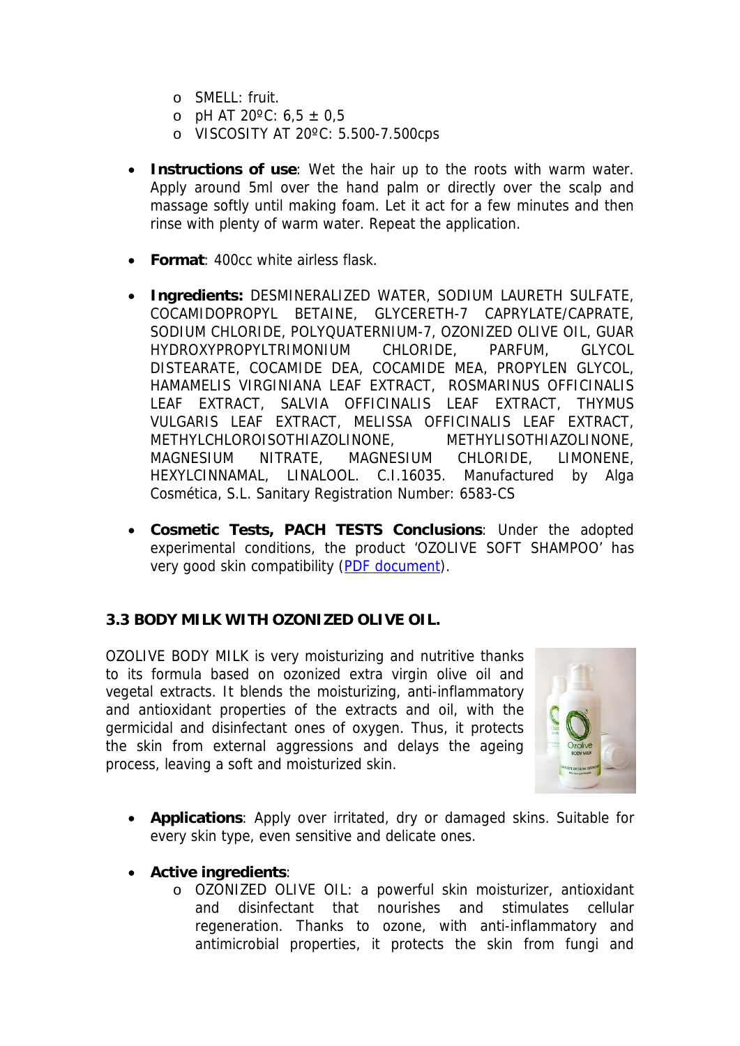- SMELL: fruit.
- pH AT 20ºC: 6,5 ± 0,5
- VISCOSITY AT 20ºC: 5.500-7.500cps

- **Instructions of use**: Wet the hair up to the roots with warm water. Apply around 5ml over the hand palm or directly over the scalp and massage softly until making foam. Let it act for a few minutes and then rinse with plenty of warm water. Repeat the application.

- **Format**: 400cc white airless flask.

- **Ingredients:** DESMINERALIZED WATER, SODIUM LAURETH SULFATE, COCAMIDOPROPYL BETAINE, GLYCERETH-7 CAPRYLATE/CAPRATE, SODIUM CHLORIDE, POLYQUATERNIUM-7, OZONIZED OLIVE OIL, GUAR HYDROXYPROPYLTRIMONIUM CHLORIDE, PARFUM, GLYCOL DISTEARATE, COCAMIDE DEA, COCAMIDE MEA, PROPYLEN GLYCOL, HAMAMELIS VIRGINIANA LEAF EXTRACT, ROSMARINUS OFFICINALIS LEAF EXTRACT, SALVIA OFFICINALIS LEAF EXTRACT, THYMUS VULGARIS LEAF EXTRACT, MELISSA OFFICINALIS LEAF EXTRACT, METHYLCHLOROISOTHIAZOLINONE, METHYLISOTHIAZOLINONE, MAGNESIUM NITRATE, MAGNESIUM CHLORIDE, LIMONENE, HEXYLCINNAMAL, LINALOOL. C.I.16035. Manufactured by Alga Cosmética, S.L. Sanitary Registration Number: 6583-CS

- **Cosmetic Tests, PACH TESTS Conclusions**: Under the adopted experimental conditions, the product 'OZOLIVE SOFT SHAMPOO' has very good skin compatibility (PDF document).

### 3.3 BODY MILK WITH OZONIZED OLIVE OIL.

OZOLIVE BODY MILK is very moisturizing and nutritive thanks to its formula based on ozonized extra virgin olive oil and vegetal extracts. It blends the moisturizing, anti-inflammatory and antioxidant properties of the extracts and oil, with the germicidal and disinfectant ones of oxygen. Thus, it protects the skin from external aggressions and delays the ageing process, leaving a soft and moisturized skin.

- **Applications**: Apply over irritated, dry or damaged skins. Suitable for every skin type, even sensitive and delicate ones.

- **Active ingredients**:
    - OZONIZED OLIVE OIL: a powerful skin moisturizer, antioxidant and disinfectant that nourishes and stimulates cellular regeneration. Thanks to ozone, with anti-inflammatory and antimicrobial properties, it protects the skin from fungi and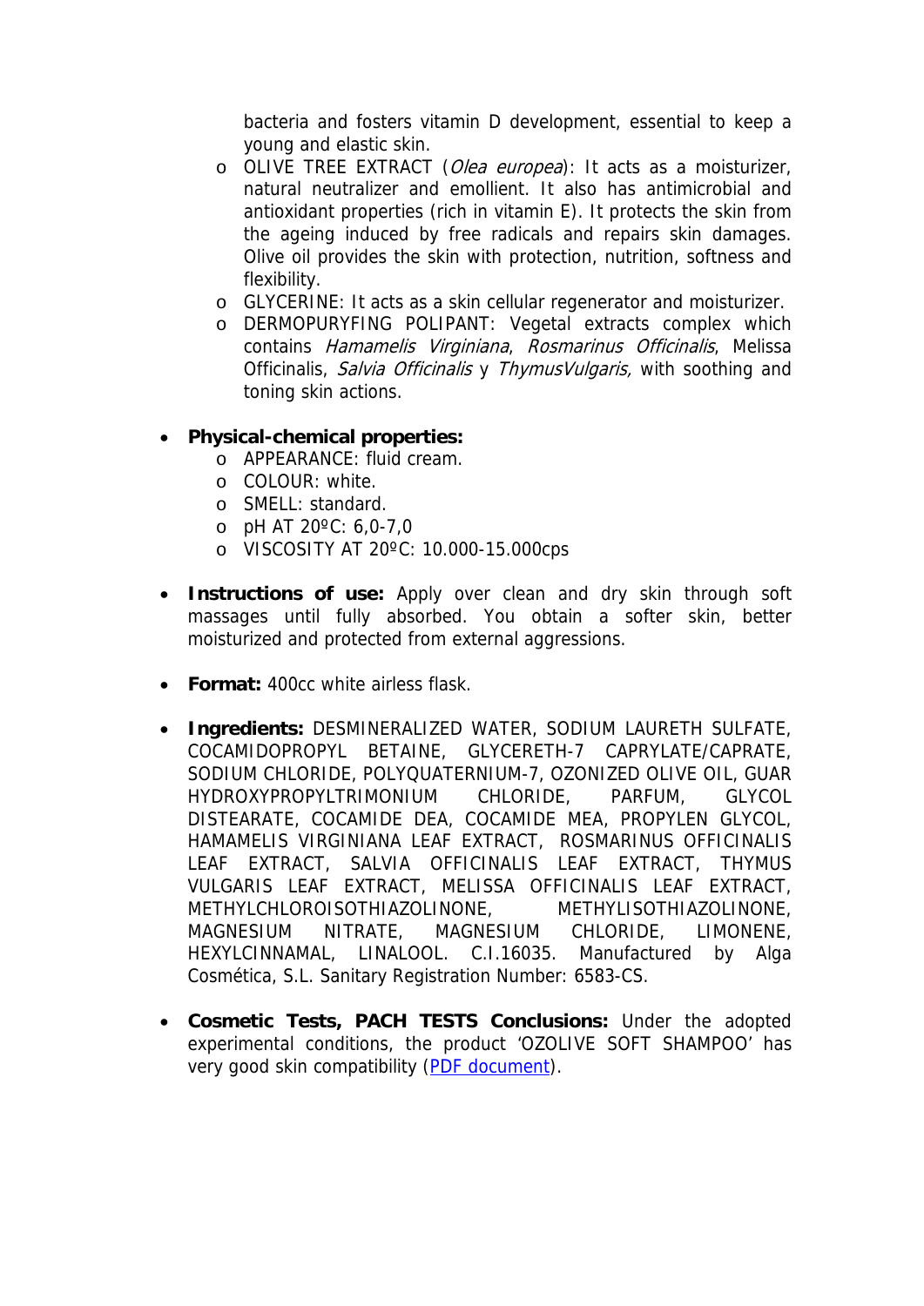bacteria and fosters vitamin D development, essential to keep a young and elastic skin.

  - OLIVE TREE EXTRACT (*Olea europea*): It acts as a moisturizer, natural neutralizer and emollient. It also has antimicrobial and antioxidant properties (rich in vitamin E). It protects the skin from the ageing induced by free radicals and repairs skin damages. Olive oil provides the skin with protection, nutrition, softness and flexibility.
  - GLYCERINE: It acts as a skin cellular regenerator and moisturizer.
  - DERMOPURYFING POLIPANT: Vegetal extracts complex which contains *Hamamelis Virginiana*, *Rosmarinus Officinalis*, Melissa Officinalis, *Salvia Officinalis* y *ThymusVulgaris,* with soothing and toning skin actions.

- **Physical-chemical properties:**
  - APPEARANCE: fluid cream.
  - COLOUR: white.
  - SMELL: standard.
  - pH AT 20ºC: 6,0-7,0
  - VISCOSITY AT 20ºC: 10.000-15.000cps

- **Instructions of use:** Apply over clean and dry skin through soft massages until fully absorbed. You obtain a softer skin, better moisturized and protected from external aggressions.

- **Format:** 400cc white airless flask.

- **Ingredients:** DESMINERALIZED WATER, SODIUM LAURETH SULFATE, COCAMIDOPROPYL BETAINE, GLYCERETH-7 CAPRYLATE/CAPRATE, SODIUM CHLORIDE, POLYQUATERNIUM-7, OZONIZED OLIVE OIL, GUAR HYDROXYPROPYLTRIMONIUM CHLORIDE, PARFUM, GLYCOL DISTEARATE, COCAMIDE DEA, COCAMIDE MEA, PROPYLEN GLYCOL, HAMAMELIS VIRGINIANA LEAF EXTRACT, ROSMARINUS OFFICINALIS LEAF EXTRACT, SALVIA OFFICINALIS LEAF EXTRACT, THYMUS VULGARIS LEAF EXTRACT, MELISSA OFFICINALIS LEAF EXTRACT, METHYLCHLOROISOTHIAZOLINONE, METHYLISOTHIAZOLINONE, MAGNESIUM NITRATE, MAGNESIUM CHLORIDE, LIMONENE, HEXYLCINNAMAL, LINALOOL. C.I.16035. Manufactured by Alga Cosmética, S.L. Sanitary Registration Number: 6583-CS.

- **Cosmetic Tests, PACH TESTS Conclusions:** Under the adopted experimental conditions, the product 'OZOLIVE SOFT SHAMPOO' has very good skin compatibility (PDF document).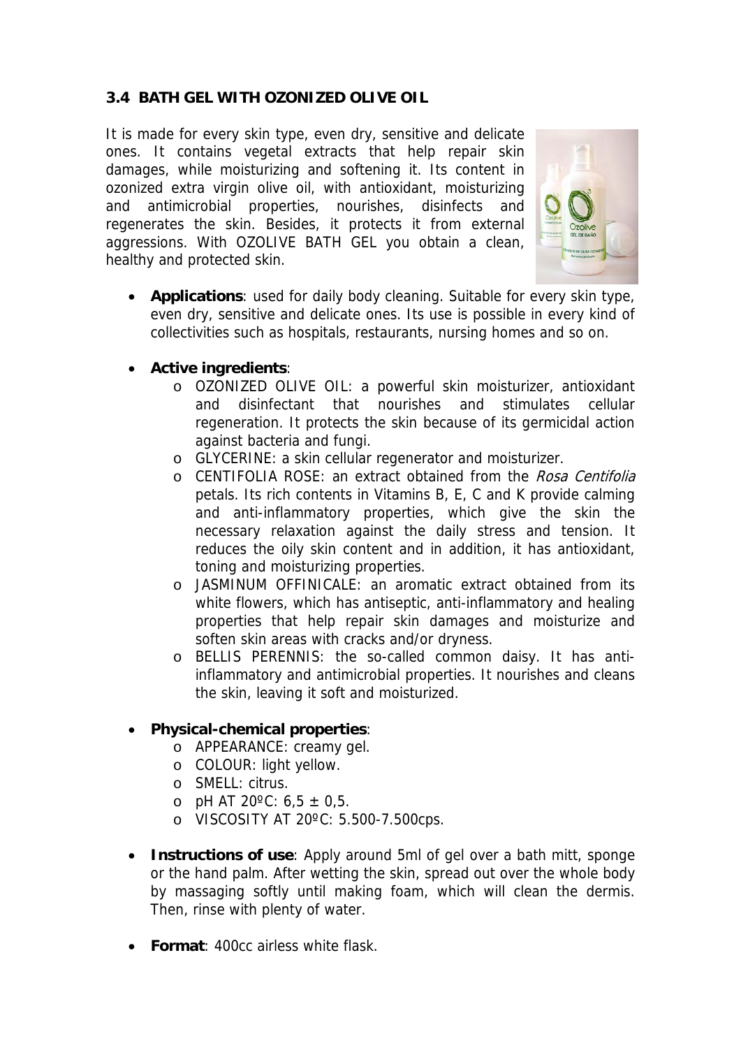### 3.4 BATH GEL WITH OZONIZED OLIVE OIL

It is made for every skin type, even dry, sensitive and delicate ones. It contains vegetal extracts that help repair skin damages, while moisturizing and softening it. Its content in ozonized extra virgin olive oil, with antioxidant, moisturizing and antimicrobial properties, nourishes, disinfects and regenerates the skin. Besides, it protects it from external aggressions. With OZOLIVE BATH GEL you obtain a clean, healthy and protected skin.

- **Applications**: used for daily body cleaning. Suitable for every skin type, even dry, sensitive and delicate ones. Its use is possible in every kind of collectivities such as hospitals, restaurants, nursing homes and so on.

- **Active ingredients**:
  - OZONIZED OLIVE OIL: a powerful skin moisturizer, antioxidant and disinfectant that nourishes and stimulates cellular regeneration. It protects the skin because of its germicidal action against bacteria and fungi.
  - GLYCERINE: a skin cellular regenerator and moisturizer.
  - CENTIFOLIA ROSE: an extract obtained from the *Rosa Centifolia* petals. Its rich contents in Vitamins B, E, C and K provide calming and anti-inflammatory properties, which give the skin the necessary relaxation against the daily stress and tension. It reduces the oily skin content and in addition, it has antioxidant, toning and moisturizing properties.
  - JASMINUM OFFINICALE: an aromatic extract obtained from its white flowers, which has antiseptic, anti-inflammatory and healing properties that help repair skin damages and moisturize and soften skin areas with cracks and/or dryness.
  - BELLIS PERENNIS: the so-called common daisy. It has anti-inflammatory and antimicrobial properties. It nourishes and cleans the skin, leaving it soft and moisturized.

- **Physical-chemical properties**:
  - APPEARANCE: creamy gel.
  - COLOUR: light yellow.
  - SMELL: citrus.
  - pH AT 20ºC: 6,5 ± 0,5.
  - VISCOSITY AT 20ºC: 5.500-7.500cps.

- **Instructions of use**: Apply around 5ml of gel over a bath mitt, sponge or the hand palm. After wetting the skin, spread out over the whole body by massaging softly until making foam, which will clean the dermis. Then, rinse with plenty of water.

- **Format**: 400cc airless white flask.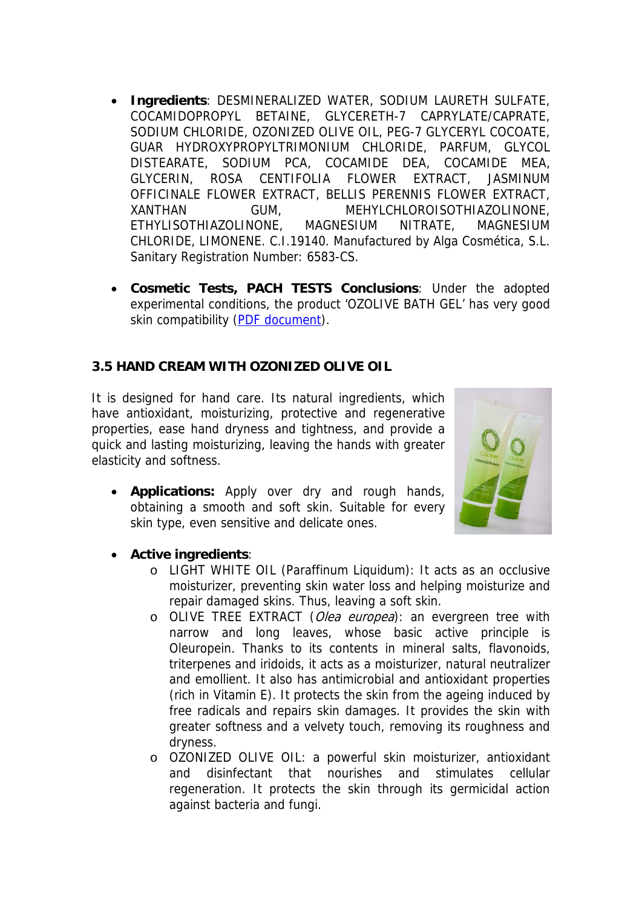- **Ingredients**: DESMINERALIZED WATER, SODIUM LAURETH SULFATE, COCAMIDOPROPYL BETAINE, GLYCERETH-7 CAPRYLATE/CAPRATE, SODIUM CHLORIDE, OZONIZED OLIVE OIL, PEG-7 GLYCERYL COCOATE, GUAR HYDROXYPROPYLTRIMONIUM CHLORIDE, PARFUM, GLYCOL DISTEARATE, SODIUM PCA, COCAMIDE DEA, COCAMIDE MEA, GLYCERIN, ROSA CENTIFOLIA FLOWER EXTRACT, JASMINUM OFFICINALE FLOWER EXTRACT, BELLIS PERENNIS FLOWER EXTRACT, XANTHAN GUM, MEHYLCHLOROISOTHIAZOLINONE, ETHYLISOTHIAZOLINONE, MAGNESIUM NITRATE, MAGNESIUM CHLORIDE, LIMONENE. C.I.19140. Manufactured by Alga Cosmética, S.L. Sanitary Registration Number: 6583-CS.

- **Cosmetic Tests, PACH TESTS Conclusions**: Under the adopted experimental conditions, the product 'OZOLIVE BATH GEL' has very good skin compatibility (PDF document).

### 3.5 HAND CREAM WITH OZONIZED OLIVE OIL

It is designed for hand care. Its natural ingredients, which have antioxidant, moisturizing, protective and regenerative properties, ease hand dryness and tightness, and provide a quick and lasting moisturizing, leaving the hands with greater elasticity and softness.

- **Applications:** Apply over dry and rough hands, obtaining a smooth and soft skin. Suitable for every skin type, even sensitive and delicate ones.

- **Active ingredients**:
  - LIGHT WHITE OIL (Paraffinum Liquidum): It acts as an occlusive moisturizer, preventing skin water loss and helping moisturize and repair damaged skins. Thus, leaving a soft skin.
  - OLIVE TREE EXTRACT (*Olea europea*): an evergreen tree with narrow and long leaves, whose basic active principle is Oleuropein. Thanks to its contents in mineral salts, flavonoids, triterpenes and iridoids, it acts as a moisturizer, natural neutralizer and emollient. It also has antimicrobial and antioxidant properties (rich in Vitamin E). It protects the skin from the ageing induced by free radicals and repairs skin damages. It provides the skin with greater softness and a velvety touch, removing its roughness and dryness.
  - OZONIZED OLIVE OIL: a powerful skin moisturizer, antioxidant and disinfectant that nourishes and stimulates cellular regeneration. It protects the skin through its germicidal action against bacteria and fungi.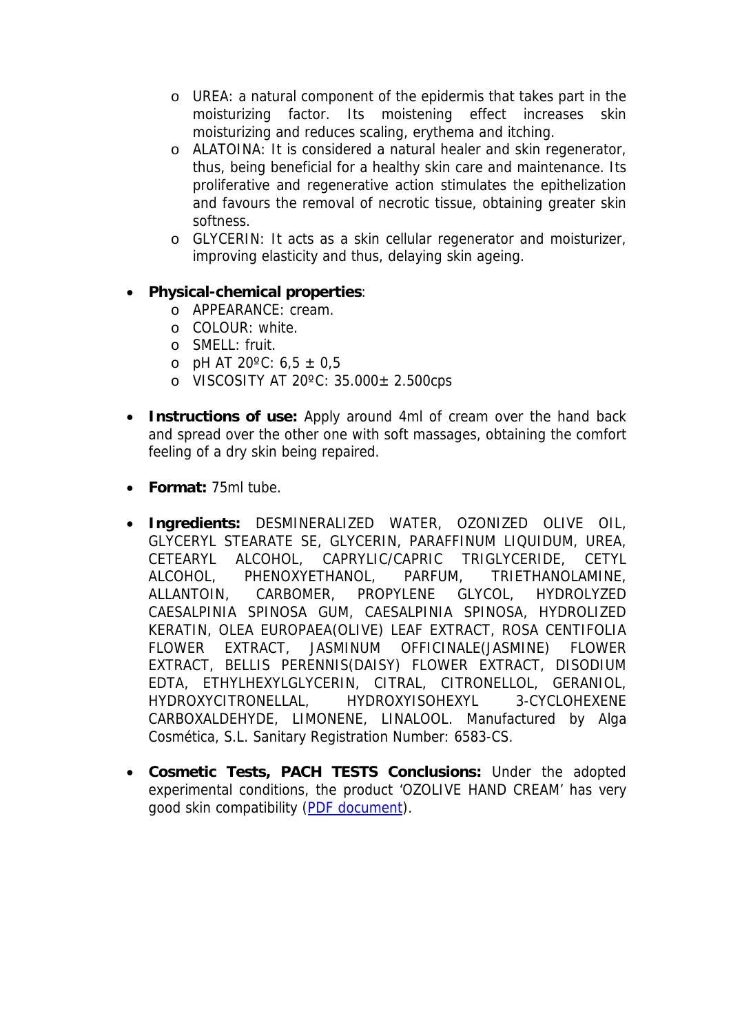- UREA: a natural component of the epidermis that takes part in the moisturizing factor. Its moistening effect increases skin moisturizing and reduces scaling, erythema and itching.
  - ALATOINA: It is considered a natural healer and skin regenerator, thus, being beneficial for a healthy skin care and maintenance. Its proliferative and regenerative action stimulates the epithelization and favours the removal of necrotic tissue, obtaining greater skin softness.
  - GLYCERIN: It acts as a skin cellular regenerator and moisturizer, improving elasticity and thus, delaying skin ageing.

- **Physical-chemical properties**:
  - APPEARANCE: cream.
  - COLOUR: white.
  - SMELL: fruit.
  - pH AT 20ºC: 6,5 ± 0,5
  - VISCOSITY AT 20ºC: 35.000± 2.500cps

- **Instructions of use:** Apply around 4ml of cream over the hand back and spread over the other one with soft massages, obtaining the comfort feeling of a dry skin being repaired.

- **Format:** 75ml tube.

- **Ingredients:** DESMINERALIZED WATER, OZONIZED OLIVE OIL, GLYCERYL STEARATE SE, GLYCERIN, PARAFFINUM LIQUIDUM, UREA, CETEARYL ALCOHOL, CAPRYLIC/CAPRIC TRIGLYCERIDE, CETYL ALCOHOL, PHENOXYETHANOL, PARFUM, TRIETHANOLAMINE, ALLANTOIN, CARBOMER, PROPYLENE GLYCOL, HYDROLYZED CAESALPINIA SPINOSA GUM, CAESALPINIA SPINOSA, HYDROLIZED KERATIN, OLEA EUROPAEA(OLIVE) LEAF EXTRACT, ROSA CENTIFOLIA FLOWER EXTRACT, JASMINUM OFFICINALE(JASMINE) FLOWER EXTRACT, BELLIS PERENNIS(DAISY) FLOWER EXTRACT, DISODIUM EDTA, ETHYLHEXYLGLYCERIN, CITRAL, CITRONELLOL, GERANIOL, HYDROXYCITRONELLAL, HYDROXYISOHEXYL 3-CYCLOHEXENE CARBOXALDEHYDE, LIMONENE, LINALOOL. Manufactured by Alga Cosmética, S.L. Sanitary Registration Number: 6583-CS.

- **Cosmetic Tests, PACH TESTS Conclusions:** Under the adopted experimental conditions, the product 'OZOLIVE HAND CREAM' has very good skin compatibility (PDF document).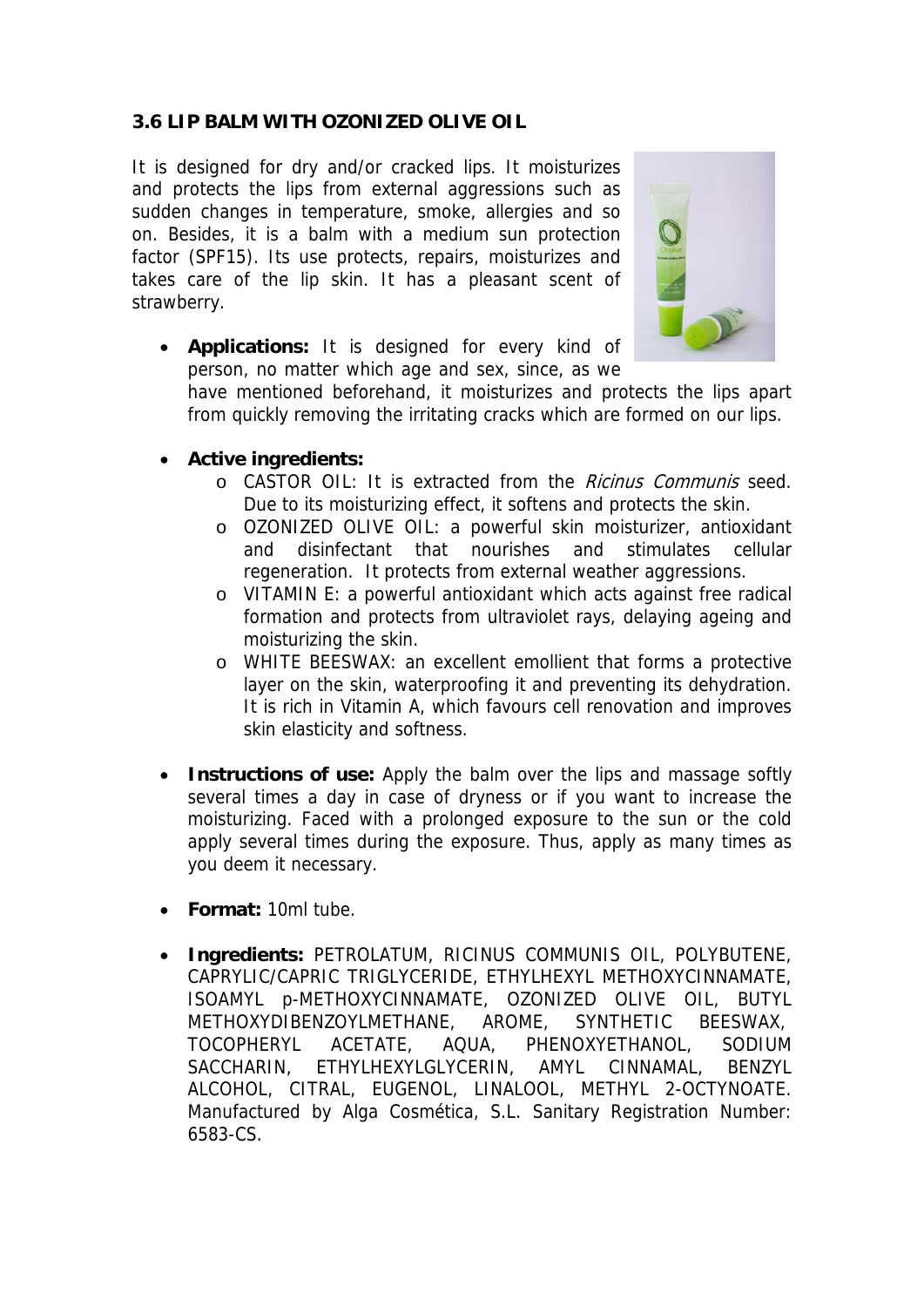### 3.6 LIP BALM WITH OZONIZED OLIVE OIL

It is designed for dry and/or cracked lips. It moisturizes and protects the lips from external aggressions such as sudden changes in temperature, smoke, allergies and so on. Besides, it is a balm with a medium sun protection factor (SPF15). Its use protects, repairs, moisturizes and takes care of the lip skin. It has a pleasant scent of strawberry.

- **Applications:** It is designed for every kind of person, no matter which age and sex, since, as we have mentioned beforehand, it moisturizes and protects the lips apart from quickly removing the irritating cracks which are formed on our lips.

- **Active ingredients:**
  - CASTOR OIL: It is extracted from the *Ricinus Communis* seed. Due to its moisturizing effect, it softens and protects the skin.
  - OZONIZED OLIVE OIL: a powerful skin moisturizer, antioxidant and disinfectant that nourishes and stimulates cellular regeneration. It protects from external weather aggressions.
  - VITAMIN E: a powerful antioxidant which acts against free radical formation and protects from ultraviolet rays, delaying ageing and moisturizing the skin.
  - WHITE BEESWAX: an excellent emollient that forms a protective layer on the skin, waterproofing it and preventing its dehydration. It is rich in Vitamin A, which favours cell renovation and improves skin elasticity and softness.

- **Instructions of use:** Apply the balm over the lips and massage softly several times a day in case of dryness or if you want to increase the moisturizing. Faced with a prolonged exposure to the sun or the cold apply several times during the exposure. Thus, apply as many times as you deem it necessary.

- **Format:** 10ml tube.

- **Ingredients:** PETROLATUM, RICINUS COMMUNIS OIL, POLYBUTENE, CAPRYLIC/CAPRIC TRIGLYCERIDE, ETHYLHEXYL METHOXYCINNAMATE, ISOAMYL p-METHOXYCINNAMATE, OZONIZED OLIVE OIL, BUTYL METHOXYDIBENZOYLMETHANE, AROME, SYNTHETIC BEESWAX, TOCOPHERYL ACETATE, AQUA, PHENOXYETHANOL, SODIUM SACCHARIN, ETHYLHEXYLGLYCERIN, AMYL CINNAMAL, BENZYL ALCOHOL, CITRAL, EUGENOL, LINALOOL, METHYL 2-OCTYNOATE. Manufactured by Alga Cosmética, S.L. Sanitary Registration Number: 6583-CS.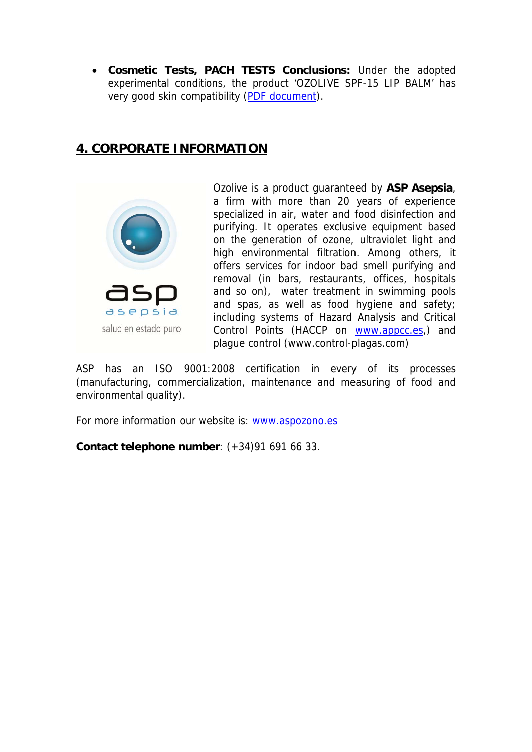- **Cosmetic Tests, PACH TESTS Conclusions:** Under the adopted experimental conditions, the product 'OZOLIVE SPF-15 LIP BALM' has very good skin compatibility (PDF document).

## 4. CORPORATE INFORMATION

asp
asepsia
salud en estado puro

Ozolive is a product guaranteed by **ASP Asepsia**, a firm with more than 20 years of experience specialized in air, water and food disinfection and purifying. It operates exclusive equipment based on the generation of ozone, ultraviolet light and high environmental filtration. Among others, it offers services for indoor bad smell purifying and removal (in bars, restaurants, offices, hospitals and so on), water treatment in swimming pools and spas, as well as food hygiene and safety; including systems of Hazard Analysis and Critical Control Points (HACCP on www.appcc.es,) and plague control (www.control-plagas.com)

ASP has an ISO 9001:2008 certification in every of its processes (manufacturing, commercialization, maintenance and measuring of food and environmental quality).

For more information our website is: www.aspozono.es

**Contact telephone number**: (+34)91 691 66 33.